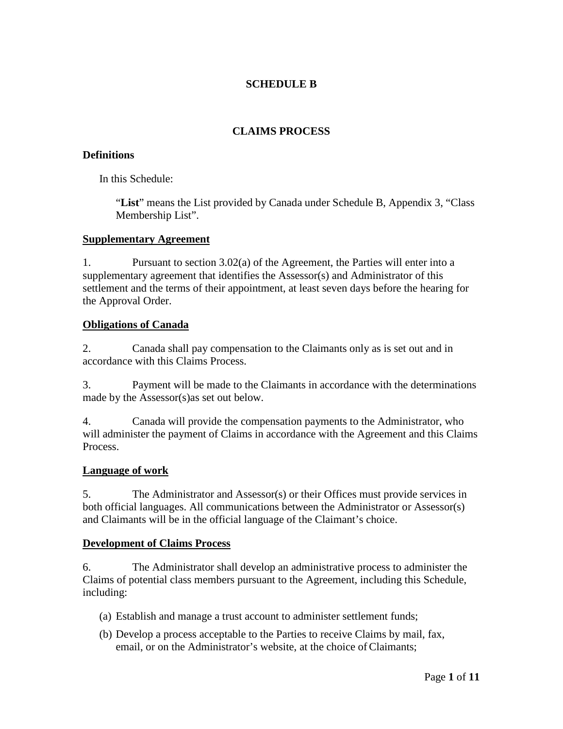# SCHEDULE B

## CLAIMS PROCESS

### Definitions

In this Schedule:

"**List**" means the List provided by Canada under Schedule B, Appendix 3, "Class Membership List".

### Supplementary Agreement

1. Pursuant to section 3.02(a) of the Agreement, the Parties will enter into a supplementary agreement that identifies the Assessor(s) and Administrator of this settlement and the terms of their appointment, at least seven days before the hearing for the Approval Order.

### Obligations of Canada

2. Canada shall pay compensation to the Claimants only as is set out and in accordance with this Claims Process.

3. Payment will be made to the Claimants in accordance with the determinations made by the Assessor(s)as set out below.

4. Canada will provide the compensation payments to the Administrator, who will administer the payment of Claims in accordance with the Agreement and this Claims Process.

### Language of work

5. The Administrator and Assessor(s) or their Offices must provide services in both official languages. All communications between the Administrator or Assessor(s) and Claimants will be in the official language of the Claimant's choice.

### Development of Claims Process

6. The Administrator shall develop an administrative process to administer the Claims of potential class members pursuant to the Agreement, including this Schedule, including:

(a) Establish and manage a trust account to administer settlement funds;

(b) Develop a process acceptable to the Parties to receive Claims by mail, fax, email, or on the Administrator's website, at the choice of Claimants;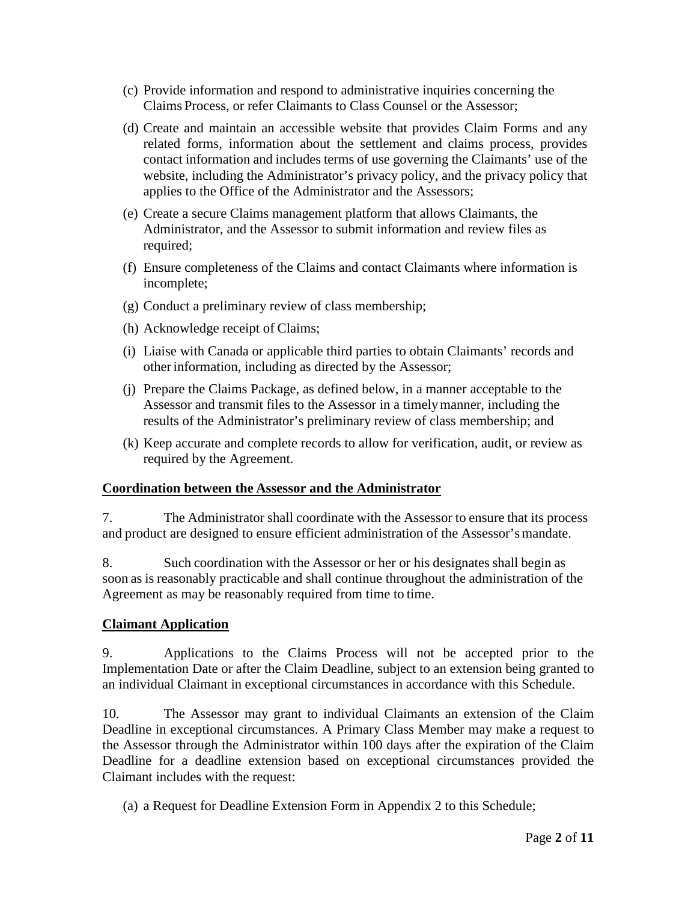(c) Provide information and respond to administrative inquiries concerning the Claims Process, or refer Claimants to Class Counsel or the Assessor;

(d) Create and maintain an accessible website that provides Claim Forms and any related forms, information about the settlement and claims process, provides contact information and includes terms of use governing the Claimants' use of the website, including the Administrator's privacy policy, and the privacy policy that applies to the Office of the Administrator and the Assessors;

(e) Create a secure Claims management platform that allows Claimants, the Administrator, and the Assessor to submit information and review files as required;

(f) Ensure completeness of the Claims and contact Claimants where information is incomplete;

(g) Conduct a preliminary review of class membership;

(h) Acknowledge receipt of Claims;

(i) Liaise with Canada or applicable third parties to obtain Claimants' records and other information, including as directed by the Assessor;

(j) Prepare the Claims Package, as defined below, in a manner acceptable to the Assessor and transmit files to the Assessor in a timely manner, including the results of the Administrator's preliminary review of class membership; and

(k) Keep accurate and complete records to allow for verification, audit, or review as required by the Agreement.

**Coordination between the Assessor and the Administrator**

7. The Administrator shall coordinate with the Assessor to ensure that its process and product are designed to ensure efficient administration of the Assessor's mandate.

8. Such coordination with the Assessor or her or his designates shall begin as soon as is reasonably practicable and shall continue throughout the administration of the Agreement as may be reasonably required from time to time.

**Claimant Application**

9. Applications to the Claims Process will not be accepted prior to the Implementation Date or after the Claim Deadline, subject to an extension being granted to an individual Claimant in exceptional circumstances in accordance with this Schedule.

10. The Assessor may grant to individual Claimants an extension of the Claim Deadline in exceptional circumstances. A Primary Class Member may make a request to the Assessor through the Administrator within 100 days after the expiration of the Claim Deadline for a deadline extension based on exceptional circumstances provided the Claimant includes with the request:

(a) a Request for Deadline Extension Form in Appendix 2 to this Schedule;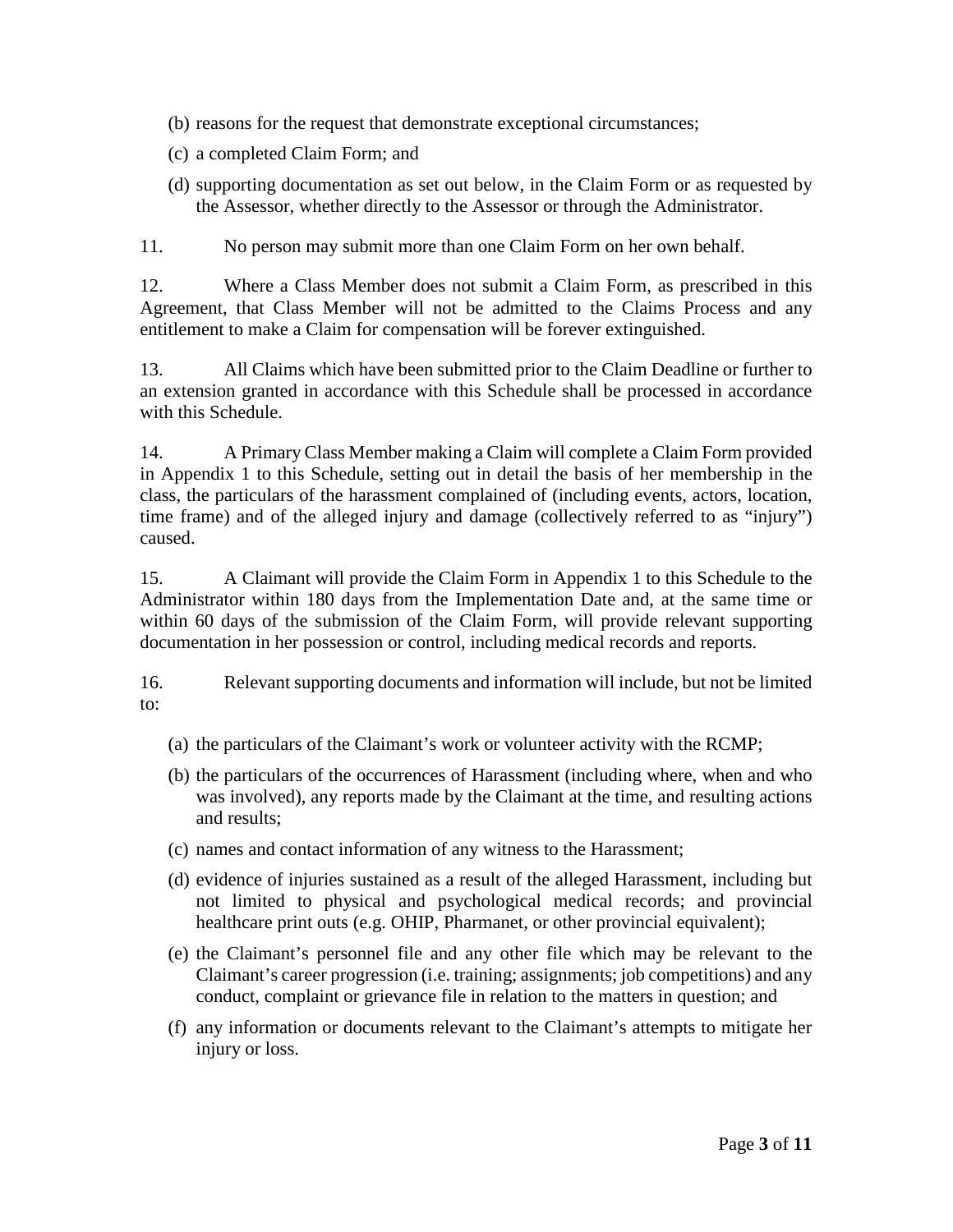(b) reasons for the request that demonstrate exceptional circumstances;

(c) a completed Claim Form; and

(d) supporting documentation as set out below, in the Claim Form or as requested by the Assessor, whether directly to the Assessor or through the Administrator.

11. No person may submit more than one Claim Form on her own behalf.

12. Where a Class Member does not submit a Claim Form, as prescribed in this Agreement, that Class Member will not be admitted to the Claims Process and any entitlement to make a Claim for compensation will be forever extinguished.

13. All Claims which have been submitted prior to the Claim Deadline or further to an extension granted in accordance with this Schedule shall be processed in accordance with this Schedule.

14. A Primary Class Member making a Claim will complete a Claim Form provided in Appendix 1 to this Schedule, setting out in detail the basis of her membership in the class, the particulars of the harassment complained of (including events, actors, location, time frame) and of the alleged injury and damage (collectively referred to as "injury") caused.

15. A Claimant will provide the Claim Form in Appendix 1 to this Schedule to the Administrator within 180 days from the Implementation Date and, at the same time or within 60 days of the submission of the Claim Form, will provide relevant supporting documentation in her possession or control, including medical records and reports.

16. Relevant supporting documents and information will include, but not be limited to:

(a) the particulars of the Claimant's work or volunteer activity with the RCMP;

(b) the particulars of the occurrences of Harassment (including where, when and who was involved), any reports made by the Claimant at the time, and resulting actions and results;

(c) names and contact information of any witness to the Harassment;

(d) evidence of injuries sustained as a result of the alleged Harassment, including but not limited to physical and psychological medical records; and provincial healthcare print outs (e.g. OHIP, Pharmanet, or other provincial equivalent);

(e) the Claimant's personnel file and any other file which may be relevant to the Claimant's career progression (i.e. training; assignments; job competitions) and any conduct, complaint or grievance file in relation to the matters in question; and

(f) any information or documents relevant to the Claimant's attempts to mitigate her injury or loss.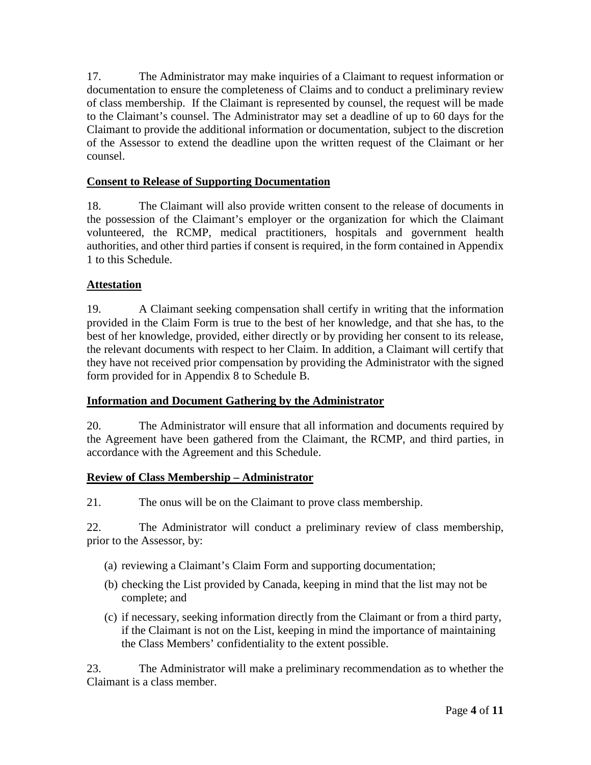17. The Administrator may make inquiries of a Claimant to request information or documentation to ensure the completeness of Claims and to conduct a preliminary review of class membership. If the Claimant is represented by counsel, the request will be made to the Claimant's counsel. The Administrator may set a deadline of up to 60 days for the Claimant to provide the additional information or documentation, subject to the discretion of the Assessor to extend the deadline upon the written request of the Claimant or her counsel.

**Consent to Release of Supporting Documentation**

18. The Claimant will also provide written consent to the release of documents in the possession of the Claimant's employer or the organization for which the Claimant volunteered, the RCMP, medical practitioners, hospitals and government health authorities, and other third parties if consent is required, in the form contained in Appendix 1 to this Schedule.

**Attestation**

19. A Claimant seeking compensation shall certify in writing that the information provided in the Claim Form is true to the best of her knowledge, and that she has, to the best of her knowledge, provided, either directly or by providing her consent to its release, the relevant documents with respect to her Claim. In addition, a Claimant will certify that they have not received prior compensation by providing the Administrator with the signed form provided for in Appendix 8 to Schedule B.

**Information and Document Gathering by the Administrator**

20. The Administrator will ensure that all information and documents required by the Agreement have been gathered from the Claimant, the RCMP, and third parties, in accordance with the Agreement and this Schedule.

**Review of Class Membership – Administrator**

21. The onus will be on the Claimant to prove class membership.

22. The Administrator will conduct a preliminary review of class membership, prior to the Assessor, by:

(a) reviewing a Claimant's Claim Form and supporting documentation;

(b) checking the List provided by Canada, keeping in mind that the list may not be complete; and

(c) if necessary, seeking information directly from the Claimant or from a third party, if the Claimant is not on the List, keeping in mind the importance of maintaining the Class Members' confidentiality to the extent possible.

23. The Administrator will make a preliminary recommendation as to whether the Claimant is a class member.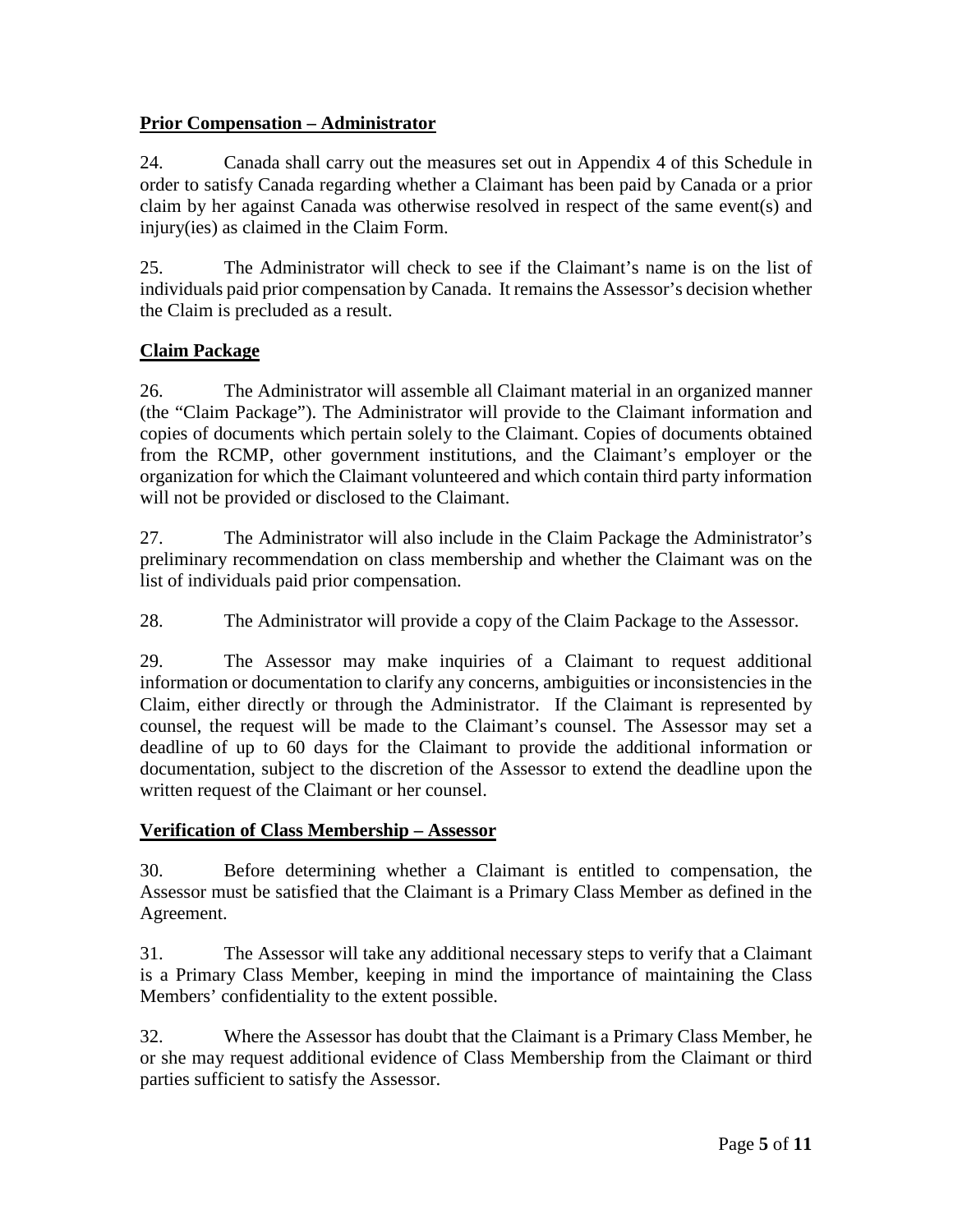**Prior Compensation – Administrator**

24. Canada shall carry out the measures set out in Appendix 4 of this Schedule in order to satisfy Canada regarding whether a Claimant has been paid by Canada or a prior claim by her against Canada was otherwise resolved in respect of the same event(s) and injury(ies) as claimed in the Claim Form.

25. The Administrator will check to see if the Claimant's name is on the list of individuals paid prior compensation by Canada. It remains the Assessor's decision whether the Claim is precluded as a result.

**Claim Package**

26. The Administrator will assemble all Claimant material in an organized manner (the "Claim Package"). The Administrator will provide to the Claimant information and copies of documents which pertain solely to the Claimant. Copies of documents obtained from the RCMP, other government institutions, and the Claimant's employer or the organization for which the Claimant volunteered and which contain third party information will not be provided or disclosed to the Claimant.

27. The Administrator will also include in the Claim Package the Administrator's preliminary recommendation on class membership and whether the Claimant was on the list of individuals paid prior compensation.

28. The Administrator will provide a copy of the Claim Package to the Assessor.

29. The Assessor may make inquiries of a Claimant to request additional information or documentation to clarify any concerns, ambiguities or inconsistencies in the Claim, either directly or through the Administrator. If the Claimant is represented by counsel, the request will be made to the Claimant's counsel. The Assessor may set a deadline of up to 60 days for the Claimant to provide the additional information or documentation, subject to the discretion of the Assessor to extend the deadline upon the written request of the Claimant or her counsel.

**Verification of Class Membership – Assessor**

30. Before determining whether a Claimant is entitled to compensation, the Assessor must be satisfied that the Claimant is a Primary Class Member as defined in the Agreement.

31. The Assessor will take any additional necessary steps to verify that a Claimant is a Primary Class Member, keeping in mind the importance of maintaining the Class Members' confidentiality to the extent possible.

32. Where the Assessor has doubt that the Claimant is a Primary Class Member, he or she may request additional evidence of Class Membership from the Claimant or third parties sufficient to satisfy the Assessor.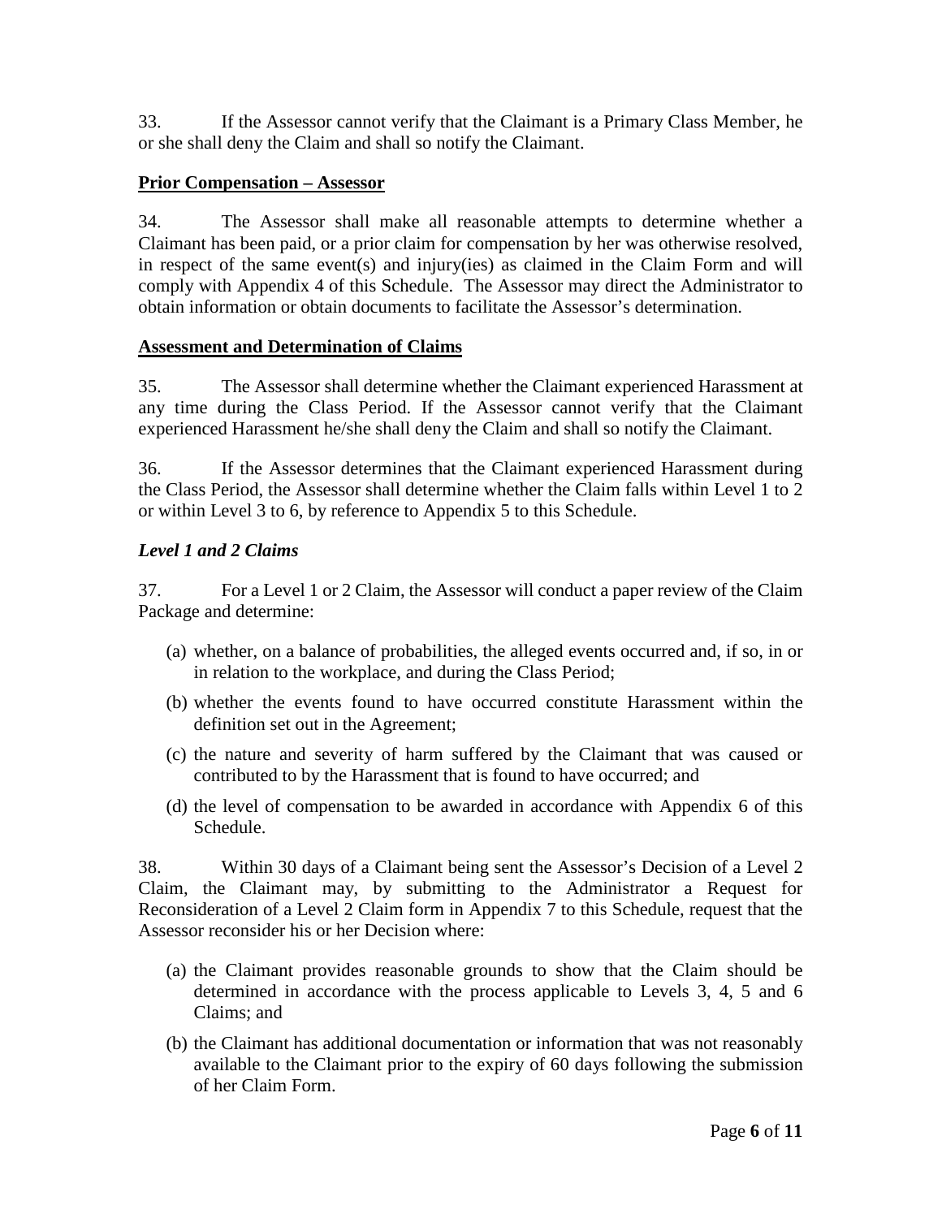33. If the Assessor cannot verify that the Claimant is a Primary Class Member, he or she shall deny the Claim and shall so notify the Claimant.

**<u>Prior Compensation – Assessor</u>**

34. The Assessor shall make all reasonable attempts to determine whether a Claimant has been paid, or a prior claim for compensation by her was otherwise resolved, in respect of the same event(s) and injury(ies) as claimed in the Claim Form and will comply with Appendix 4 of this Schedule. The Assessor may direct the Administrator to obtain information or obtain documents to facilitate the Assessor's determination.

**<u>Assessment and Determination of Claims</u>**

35. The Assessor shall determine whether the Claimant experienced Harassment at any time during the Class Period. If the Assessor cannot verify that the Claimant experienced Harassment he/she shall deny the Claim and shall so notify the Claimant.

36. If the Assessor determines that the Claimant experienced Harassment during the Class Period, the Assessor shall determine whether the Claim falls within Level 1 to 2 or within Level 3 to 6, by reference to Appendix 5 to this Schedule.

***Level 1 and 2 Claims***

37. For a Level 1 or 2 Claim, the Assessor will conduct a paper review of the Claim Package and determine:

(a) whether, on a balance of probabilities, the alleged events occurred and, if so, in or in relation to the workplace, and during the Class Period;

(b) whether the events found to have occurred constitute Harassment within the definition set out in the Agreement;

(c) the nature and severity of harm suffered by the Claimant that was caused or contributed to by the Harassment that is found to have occurred; and

(d) the level of compensation to be awarded in accordance with Appendix 6 of this Schedule.

38. Within 30 days of a Claimant being sent the Assessor's Decision of a Level 2 Claim, the Claimant may, by submitting to the Administrator a Request for Reconsideration of a Level 2 Claim form in Appendix 7 to this Schedule, request that the Assessor reconsider his or her Decision where:

(a) the Claimant provides reasonable grounds to show that the Claim should be determined in accordance with the process applicable to Levels 3, 4, 5 and 6 Claims; and

(b) the Claimant has additional documentation or information that was not reasonably available to the Claimant prior to the expiry of 60 days following the submission of her Claim Form.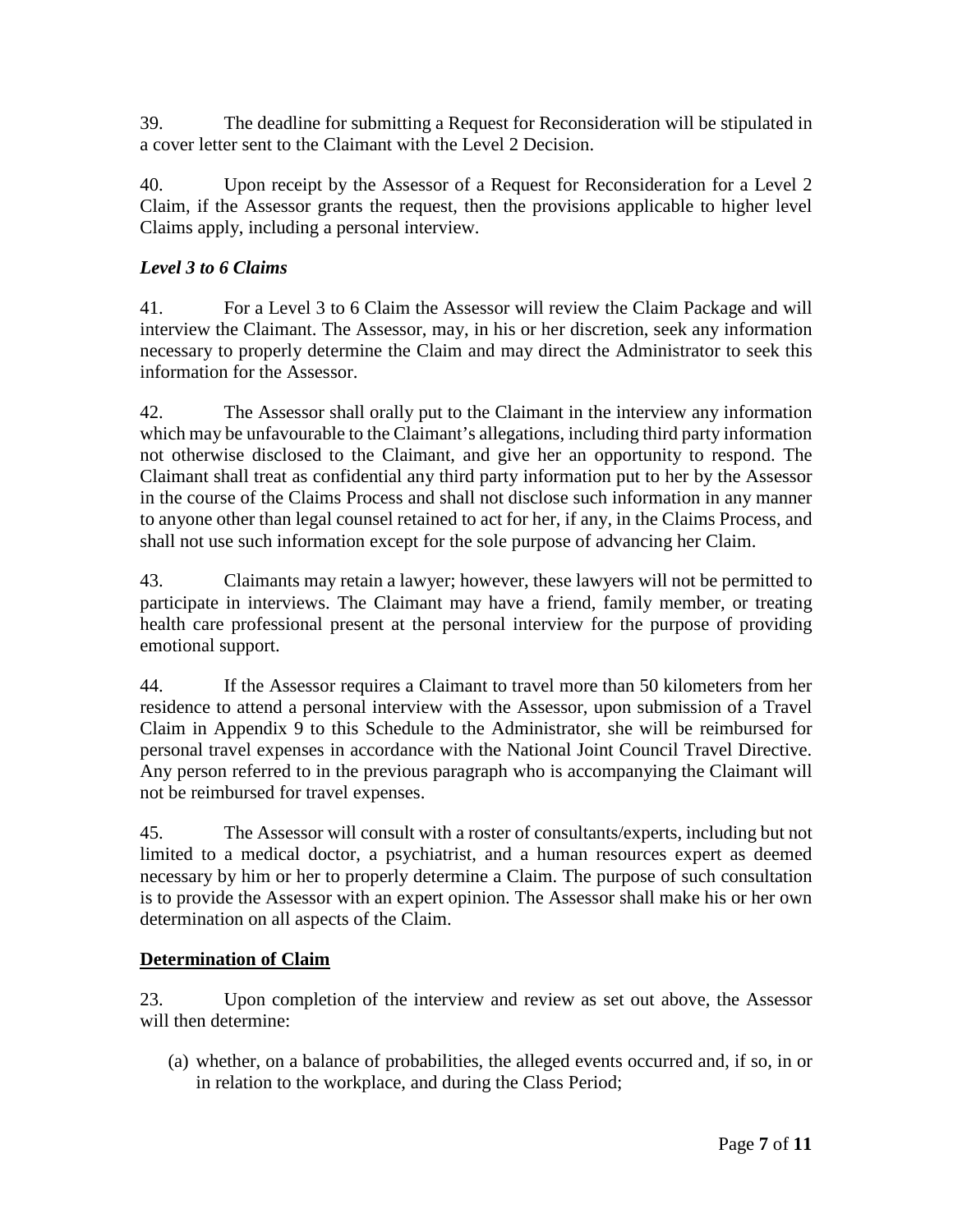39. The deadline for submitting a Request for Reconsideration will be stipulated in a cover letter sent to the Claimant with the Level 2 Decision.

40. Upon receipt by the Assessor of a Request for Reconsideration for a Level 2 Claim, if the Assessor grants the request, then the provisions applicable to higher level Claims apply, including a personal interview.

***Level 3 to 6 Claims***

41. For a Level 3 to 6 Claim the Assessor will review the Claim Package and will interview the Claimant. The Assessor, may, in his or her discretion, seek any information necessary to properly determine the Claim and may direct the Administrator to seek this information for the Assessor.

42. The Assessor shall orally put to the Claimant in the interview any information which may be unfavourable to the Claimant's allegations, including third party information not otherwise disclosed to the Claimant, and give her an opportunity to respond. The Claimant shall treat as confidential any third party information put to her by the Assessor in the course of the Claims Process and shall not disclose such information in any manner to anyone other than legal counsel retained to act for her, if any, in the Claims Process, and shall not use such information except for the sole purpose of advancing her Claim.

43. Claimants may retain a lawyer; however, these lawyers will not be permitted to participate in interviews. The Claimant may have a friend, family member, or treating health care professional present at the personal interview for the purpose of providing emotional support.

44. If the Assessor requires a Claimant to travel more than 50 kilometers from her residence to attend a personal interview with the Assessor, upon submission of a Travel Claim in Appendix 9 to this Schedule to the Administrator, she will be reimbursed for personal travel expenses in accordance with the National Joint Council Travel Directive. Any person referred to in the previous paragraph who is accompanying the Claimant will not be reimbursed for travel expenses.

45. The Assessor will consult with a roster of consultants/experts, including but not limited to a medical doctor, a psychiatrist, and a human resources expert as deemed necessary by him or her to properly determine a Claim. The purpose of such consultation is to provide the Assessor with an expert opinion. The Assessor shall make his or her own determination on all aspects of the Claim.

**Determination of Claim**

23. Upon completion of the interview and review as set out above, the Assessor will then determine:

(a) whether, on a balance of probabilities, the alleged events occurred and, if so, in or in relation to the workplace, and during the Class Period;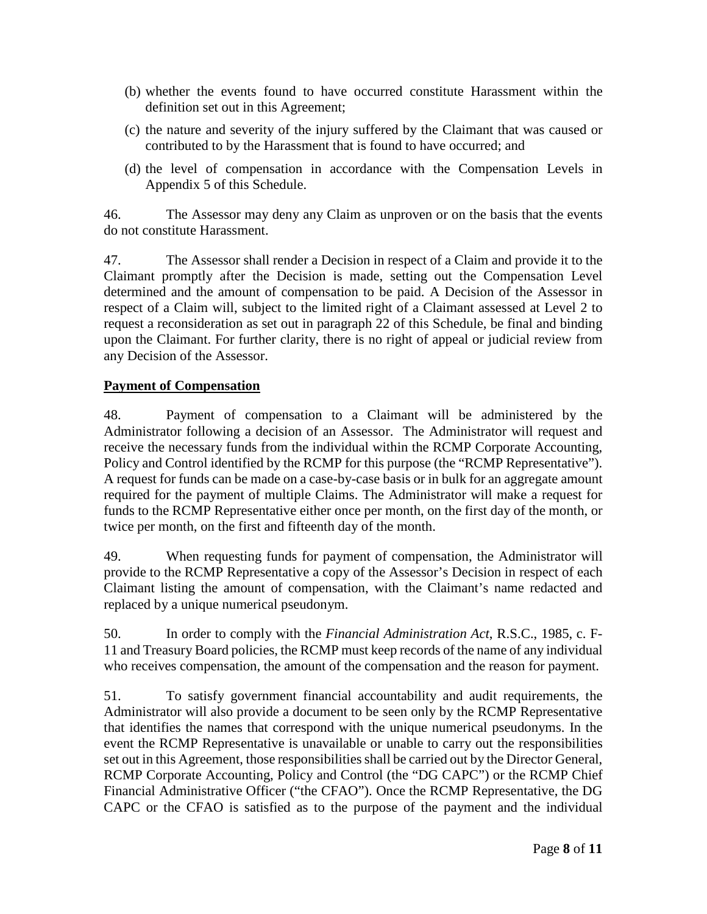(b) whether the events found to have occurred constitute Harassment within the definition set out in this Agreement;

(c) the nature and severity of the injury suffered by the Claimant that was caused or contributed to by the Harassment that is found to have occurred; and

(d) the level of compensation in accordance with the Compensation Levels in Appendix 5 of this Schedule.

46. The Assessor may deny any Claim as unproven or on the basis that the events do not constitute Harassment.

47. The Assessor shall render a Decision in respect of a Claim and provide it to the Claimant promptly after the Decision is made, setting out the Compensation Level determined and the amount of compensation to be paid. A Decision of the Assessor in respect of a Claim will, subject to the limited right of a Claimant assessed at Level 2 to request a reconsideration as set out in paragraph 22 of this Schedule, be final and binding upon the Claimant. For further clarity, there is no right of appeal or judicial review from any Decision of the Assessor.

**<u>Payment of Compensation</u>**

48. Payment of compensation to a Claimant will be administered by the Administrator following a decision of an Assessor. The Administrator will request and receive the necessary funds from the individual within the RCMP Corporate Accounting, Policy and Control identified by the RCMP for this purpose (the "RCMP Representative"). A request for funds can be made on a case-by-case basis or in bulk for an aggregate amount required for the payment of multiple Claims. The Administrator will make a request for funds to the RCMP Representative either once per month, on the first day of the month, or twice per month, on the first and fifteenth day of the month.

49. When requesting funds for payment of compensation, the Administrator will provide to the RCMP Representative a copy of the Assessor's Decision in respect of each Claimant listing the amount of compensation, with the Claimant's name redacted and replaced by a unique numerical pseudonym.

50. In order to comply with the *Financial Administration Act*, R.S.C., 1985, c. F-11 and Treasury Board policies, the RCMP must keep records of the name of any individual who receives compensation, the amount of the compensation and the reason for payment.

51. To satisfy government financial accountability and audit requirements, the Administrator will also provide a document to be seen only by the RCMP Representative that identifies the names that correspond with the unique numerical pseudonyms. In the event the RCMP Representative is unavailable or unable to carry out the responsibilities set out in this Agreement, those responsibilities shall be carried out by the Director General, RCMP Corporate Accounting, Policy and Control (the "DG CAPC") or the RCMP Chief Financial Administrative Officer ("the CFAO"). Once the RCMP Representative, the DG CAPC or the CFAO is satisfied as to the purpose of the payment and the individual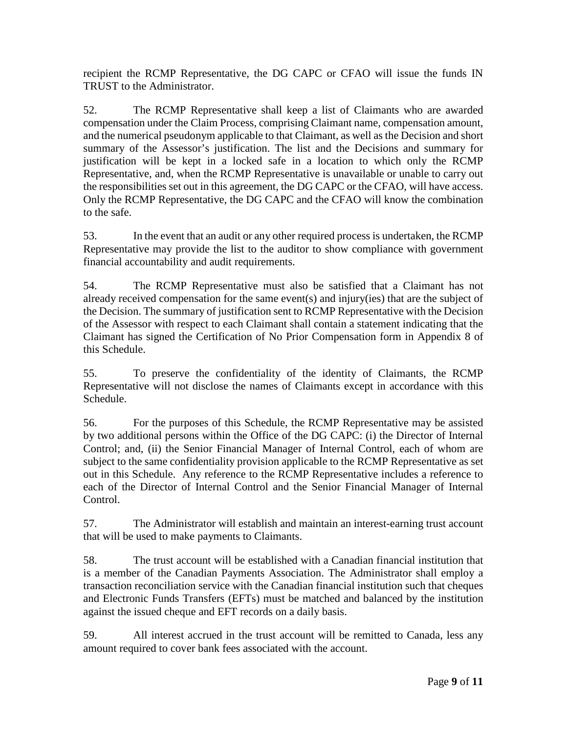recipient the RCMP Representative, the DG CAPC or CFAO will issue the funds IN TRUST to the Administrator.

52. The RCMP Representative shall keep a list of Claimants who are awarded compensation under the Claim Process, comprising Claimant name, compensation amount, and the numerical pseudonym applicable to that Claimant, as well as the Decision and short summary of the Assessor's justification. The list and the Decisions and summary for justification will be kept in a locked safe in a location to which only the RCMP Representative, and, when the RCMP Representative is unavailable or unable to carry out the responsibilities set out in this agreement, the DG CAPC or the CFAO, will have access. Only the RCMP Representative, the DG CAPC and the CFAO will know the combination to the safe.

53. In the event that an audit or any other required process is undertaken, the RCMP Representative may provide the list to the auditor to show compliance with government financial accountability and audit requirements.

54. The RCMP Representative must also be satisfied that a Claimant has not already received compensation for the same event(s) and injury(ies) that are the subject of the Decision. The summary of justification sent to RCMP Representative with the Decision of the Assessor with respect to each Claimant shall contain a statement indicating that the Claimant has signed the Certification of No Prior Compensation form in Appendix 8 of this Schedule.

55. To preserve the confidentiality of the identity of Claimants, the RCMP Representative will not disclose the names of Claimants except in accordance with this Schedule.

56. For the purposes of this Schedule, the RCMP Representative may be assisted by two additional persons within the Office of the DG CAPC: (i) the Director of Internal Control; and, (ii) the Senior Financial Manager of Internal Control, each of whom are subject to the same confidentiality provision applicable to the RCMP Representative as set out in this Schedule. Any reference to the RCMP Representative includes a reference to each of the Director of Internal Control and the Senior Financial Manager of Internal Control.

57. The Administrator will establish and maintain an interest-earning trust account that will be used to make payments to Claimants.

58. The trust account will be established with a Canadian financial institution that is a member of the Canadian Payments Association. The Administrator shall employ a transaction reconciliation service with the Canadian financial institution such that cheques and Electronic Funds Transfers (EFTs) must be matched and balanced by the institution against the issued cheque and EFT records on a daily basis.

59. All interest accrued in the trust account will be remitted to Canada, less any amount required to cover bank fees associated with the account.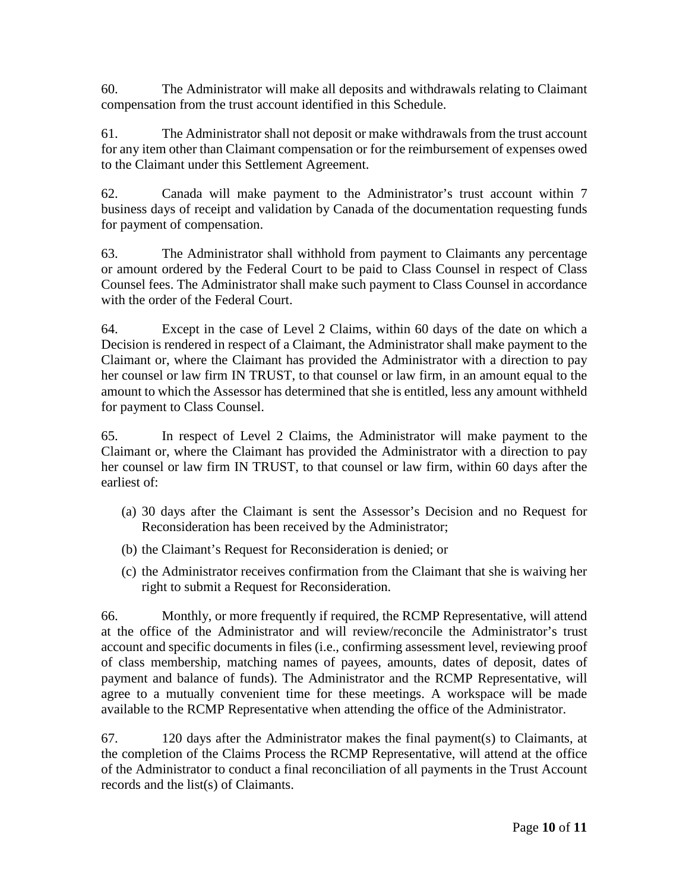60. The Administrator will make all deposits and withdrawals relating to Claimant compensation from the trust account identified in this Schedule.

61. The Administrator shall not deposit or make withdrawals from the trust account for any item other than Claimant compensation or for the reimbursement of expenses owed to the Claimant under this Settlement Agreement.

62. Canada will make payment to the Administrator's trust account within 7 business days of receipt and validation by Canada of the documentation requesting funds for payment of compensation.

63. The Administrator shall withhold from payment to Claimants any percentage or amount ordered by the Federal Court to be paid to Class Counsel in respect of Class Counsel fees. The Administrator shall make such payment to Class Counsel in accordance with the order of the Federal Court.

64. Except in the case of Level 2 Claims, within 60 days of the date on which a Decision is rendered in respect of a Claimant, the Administrator shall make payment to the Claimant or, where the Claimant has provided the Administrator with a direction to pay her counsel or law firm IN TRUST, to that counsel or law firm, in an amount equal to the amount to which the Assessor has determined that she is entitled, less any amount withheld for payment to Class Counsel.

65. In respect of Level 2 Claims, the Administrator will make payment to the Claimant or, where the Claimant has provided the Administrator with a direction to pay her counsel or law firm IN TRUST, to that counsel or law firm, within 60 days after the earliest of:

(a) 30 days after the Claimant is sent the Assessor's Decision and no Request for Reconsideration has been received by the Administrator;

(b) the Claimant's Request for Reconsideration is denied; or

(c) the Administrator receives confirmation from the Claimant that she is waiving her right to submit a Request for Reconsideration.

66. Monthly, or more frequently if required, the RCMP Representative, will attend at the office of the Administrator and will review/reconcile the Administrator's trust account and specific documents in files (i.e., confirming assessment level, reviewing proof of class membership, matching names of payees, amounts, dates of deposit, dates of payment and balance of funds). The Administrator and the RCMP Representative, will agree to a mutually convenient time for these meetings. A workspace will be made available to the RCMP Representative when attending the office of the Administrator.

67. 120 days after the Administrator makes the final payment(s) to Claimants, at the completion of the Claims Process the RCMP Representative, will attend at the office of the Administrator to conduct a final reconciliation of all payments in the Trust Account records and the list(s) of Claimants.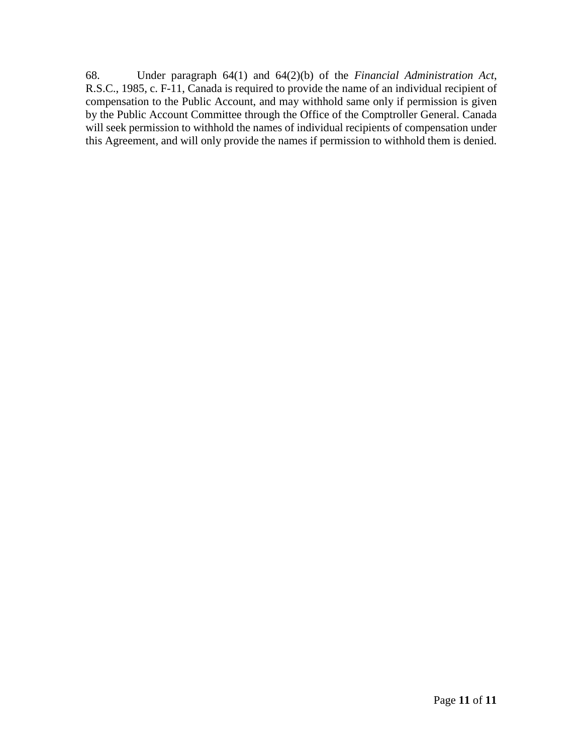68. Under paragraph 64(1) and 64(2)(b) of the *Financial Administration Act*, R.S.C., 1985, c. F-11, Canada is required to provide the name of an individual recipient of compensation to the Public Account, and may withhold same only if permission is given by the Public Account Committee through the Office of the Comptroller General. Canada will seek permission to withhold the names of individual recipients of compensation under this Agreement, and will only provide the names if permission to withhold them is denied.